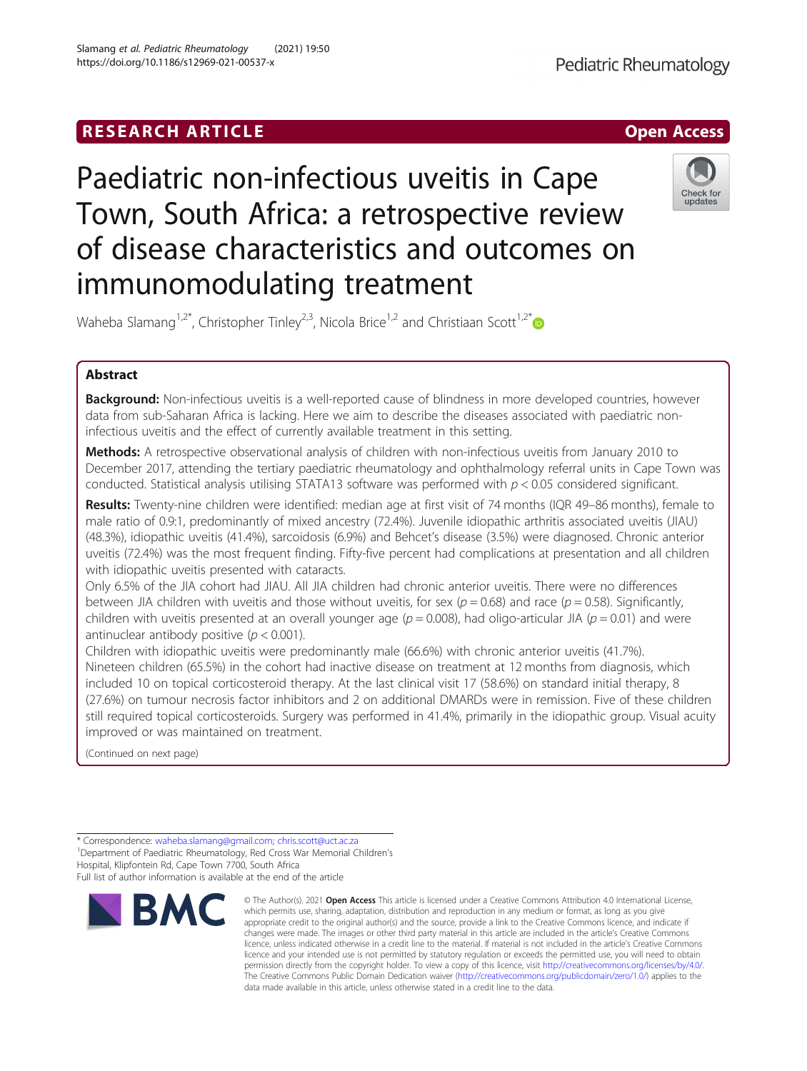RESEARCH ARTICLE

Open Access

# Paediatric non-infectious uveitis in Cape Town, South Africa: a retrospective review of disease characteristics and outcomes on immunomodulating treatment

Waheba Slamang[1,2*], Christopher Tinley[2,3], Nicola Brice[1,2] and Christiaan Scott[1,2*]

## Abstract

**Background:** Non-infectious uveitis is a well-reported cause of blindness in more developed countries, however data from sub-Saharan Africa is lacking. Here we aim to describe the diseases associated with paediatric non-infectious uveitis and the effect of currently available treatment in this setting.

**Methods:** A retrospective observational analysis of children with non-infectious uveitis from January 2010 to December 2017, attending the tertiary paediatric rheumatology and ophthalmology referral units in Cape Town was conducted. Statistical analysis utilising STATA13 software was performed with $p < 0.05$ considered significant.

**Results:** Twenty-nine children were identified: median age at first visit of 74 months (IQR 49–86 months), female to male ratio of 0.9:1, predominantly of mixed ancestry (72.4%). Juvenile idiopathic arthritis associated uveitis (JIAU) (48.3%), idiopathic uveitis (41.4%), sarcoidosis (6.9%) and Behcet's disease (3.5%) were diagnosed. Chronic anterior uveitis (72.4%) was the most frequent finding. Fifty-five percent had complications at presentation and all children with idiopathic uveitis presented with cataracts.

Only 6.5% of the JIA cohort had JIAU. All JIA children had chronic anterior uveitis. There were no differences between JIA children with uveitis and those without uveitis, for sex ($p = 0.68$) and race ($p = 0.58$). Significantly, children with uveitis presented at an overall younger age ($p = 0.008$), had oligo-articular JIA ($p = 0.01$) and were antinuclear antibody positive ($p < 0.001$).

Children with idiopathic uveitis were predominantly male (66.6%) with chronic anterior uveitis (41.7%). Nineteen children (65.5%) in the cohort had inactive disease on treatment at 12 months from diagnosis, which included 10 on topical corticosteroid therapy. At the last clinical visit 17 (58.6%) on standard initial therapy, 8 (27.6%) on tumour necrosis factor inhibitors and 2 on additional DMARDs were in remission. Five of these children still required topical corticosteroids. Surgery was performed in 41.4%, primarily in the idiopathic group. Visual acuity improved or was maintained on treatment.

(Continued on next page)

\* Correspondence: waheba.slamang@gmail.com; chris.scott@uct.ac.za
[1]Department of Paediatric Rheumatology, Red Cross War Memorial Children's Hospital, Klipfontein Rd, Cape Town 7700, South Africa
Full list of author information is available at the end of the article

© The Author(s). 2021 **Open Access** This article is licensed under a Creative Commons Attribution 4.0 International License, which permits use, sharing, adaptation, distribution and reproduction in any medium or format, as long as you give appropriate credit to the original author(s) and the source, provide a link to the Creative Commons licence, and indicate if changes were made. The images or other third party material in this article are included in the article's Creative Commons licence, unless indicated otherwise in a credit line to the material. If material is not included in the article's Creative Commons licence and your intended use is not permitted by statutory regulation or exceeds the permitted use, you will need to obtain permission directly from the copyright holder. To view a copy of this licence, visit http://creativecommons.org/licenses/by/4.0/. The Creative Commons Public Domain Dedication waiver (http://creativecommons.org/publicdomain/zero/1.0/) applies to the data made available in this article, unless otherwise stated in a credit line to the data.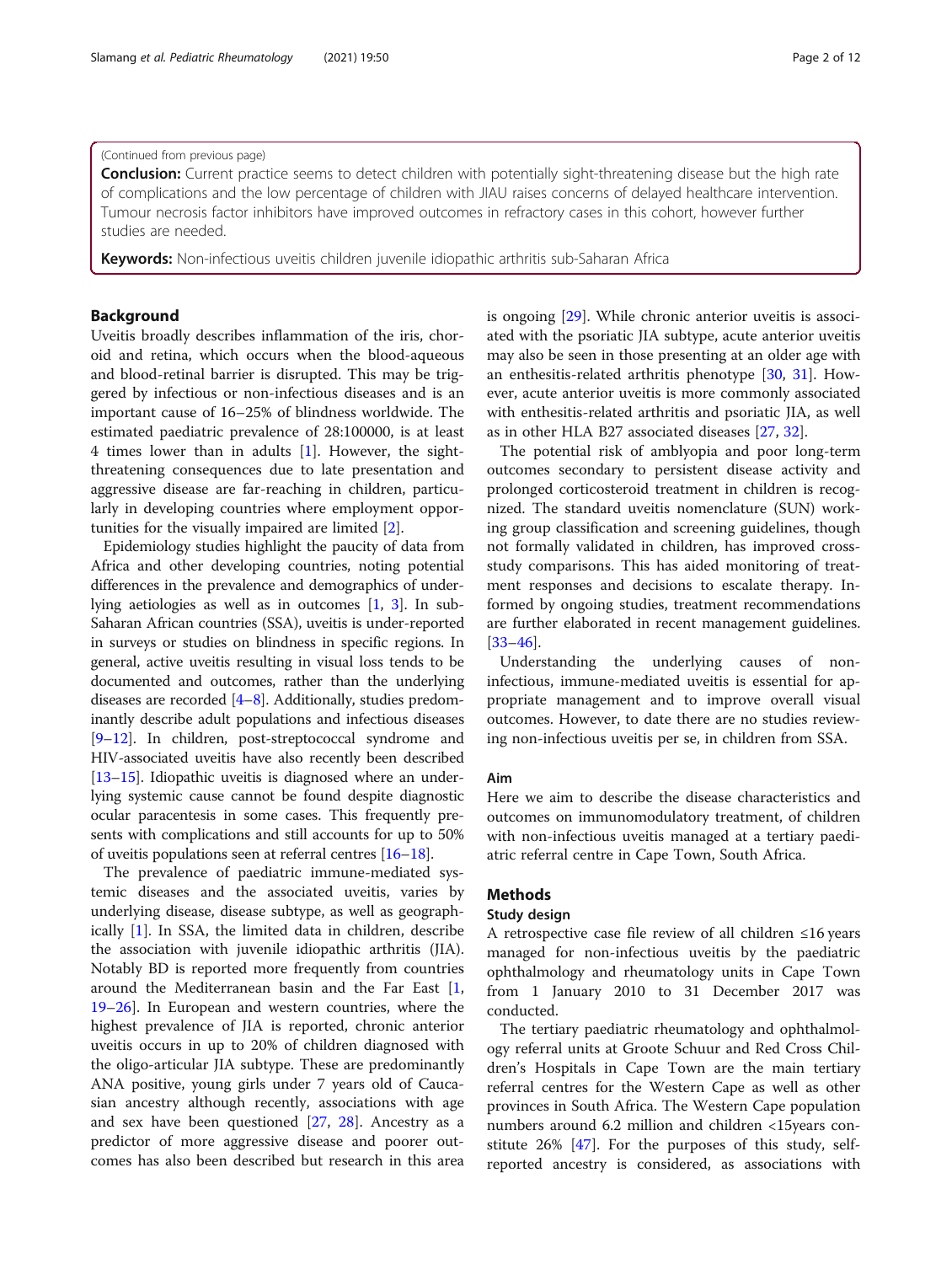(Continued from previous page)

**Conclusion:** Current practice seems to detect children with potentially sight-threatening disease but the high rate of complications and the low percentage of children with JIAU raises concerns of delayed healthcare intervention. Tumour necrosis factor inhibitors have improved outcomes in refractory cases in this cohort, however further studies are needed.

**Keywords:** Non-infectious uveitis children juvenile idiopathic arthritis sub-Saharan Africa

## Background

Uveitis broadly describes inflammation of the iris, choroid and retina, which occurs when the blood-aqueous and blood-retinal barrier is disrupted. This may be triggered by infectious or non-infectious diseases and is an important cause of 16–25% of blindness worldwide. The estimated paediatric prevalence of 28:100000, is at least 4 times lower than in adults [1]. However, the sight-threatening consequences due to late presentation and aggressive disease are far-reaching in children, particularly in developing countries where employment opportunities for the visually impaired are limited [2].

Epidemiology studies highlight the paucity of data from Africa and other developing countries, noting potential differences in the prevalence and demographics of underlying aetiologies as well as in outcomes [1, 3]. In sub-Saharan African countries (SSA), uveitis is under-reported in surveys or studies on blindness in specific regions. In general, active uveitis resulting in visual loss tends to be documented and outcomes, rather than the underlying diseases are recorded [4–8]. Additionally, studies predominantly describe adult populations and infectious diseases [9–12]. In children, post-streptococcal syndrome and HIV-associated uveitis have also recently been described [13–15]. Idiopathic uveitis is diagnosed where an underlying systemic cause cannot be found despite diagnostic ocular paracentesis in some cases. This frequently presents with complications and still accounts for up to 50% of uveitis populations seen at referral centres [16–18].

The prevalence of paediatric immune-mediated systemic diseases and the associated uveitis, varies by underlying disease, disease subtype, as well as geographically [1]. In SSA, the limited data in children, describe the association with juvenile idiopathic arthritis (JIA). Notably BD is reported more frequently from countries around the Mediterranean basin and the Far East [1, 19–26]. In European and western countries, where the highest prevalence of JIA is reported, chronic anterior uveitis occurs in up to 20% of children diagnosed with the oligo-articular JIA subtype. These are predominantly ANA positive, young girls under 7 years old of Caucasian ancestry although recently, associations with age and sex have been questioned [27, 28]. Ancestry as a predictor of more aggressive disease and poorer outcomes has also been described but research in this area is ongoing [29]. While chronic anterior uveitis is associated with the psoriatic JIA subtype, acute anterior uveitis may also be seen in those presenting at an older age with an enthesitis-related arthritis phenotype [30, 31]. However, acute anterior uveitis is more commonly associated with enthesitis-related arthritis and psoriatic JIA, as well as in other HLA B27 associated diseases [27, 32].

The potential risk of amblyopia and poor long-term outcomes secondary to persistent disease activity and prolonged corticosteroid treatment in children is recognized. The standard uveitis nomenclature (SUN) working group classification and screening guidelines, though not formally validated in children, has improved cross-study comparisons. This has aided monitoring of treatment responses and decisions to escalate therapy. Informed by ongoing studies, treatment recommendations are further elaborated in recent management guidelines. [33–46].

Understanding the underlying causes of non-infectious, immune-mediated uveitis is essential for appropriate management and to improve overall visual outcomes. However, to date there are no studies reviewing non-infectious uveitis per se, in children from SSA.

### Aim

Here we aim to describe the disease characteristics and outcomes on immunomodulatory treatment, of children with non-infectious uveitis managed at a tertiary paediatric referral centre in Cape Town, South Africa.

## Methods

### Study design

A retrospective case file review of all children ≤16 years managed for non-infectious uveitis by the paediatric ophthalmology and rheumatology units in Cape Town from 1 January 2010 to 31 December 2017 was conducted.

The tertiary paediatric rheumatology and ophthalmology referral units at Groote Schuur and Red Cross Children's Hospitals in Cape Town are the main tertiary referral centres for the Western Cape as well as other provinces in South Africa. The Western Cape population numbers around 6.2 million and children <15years constitute 26% [47]. For the purposes of this study, self-reported ancestry is considered, as associations with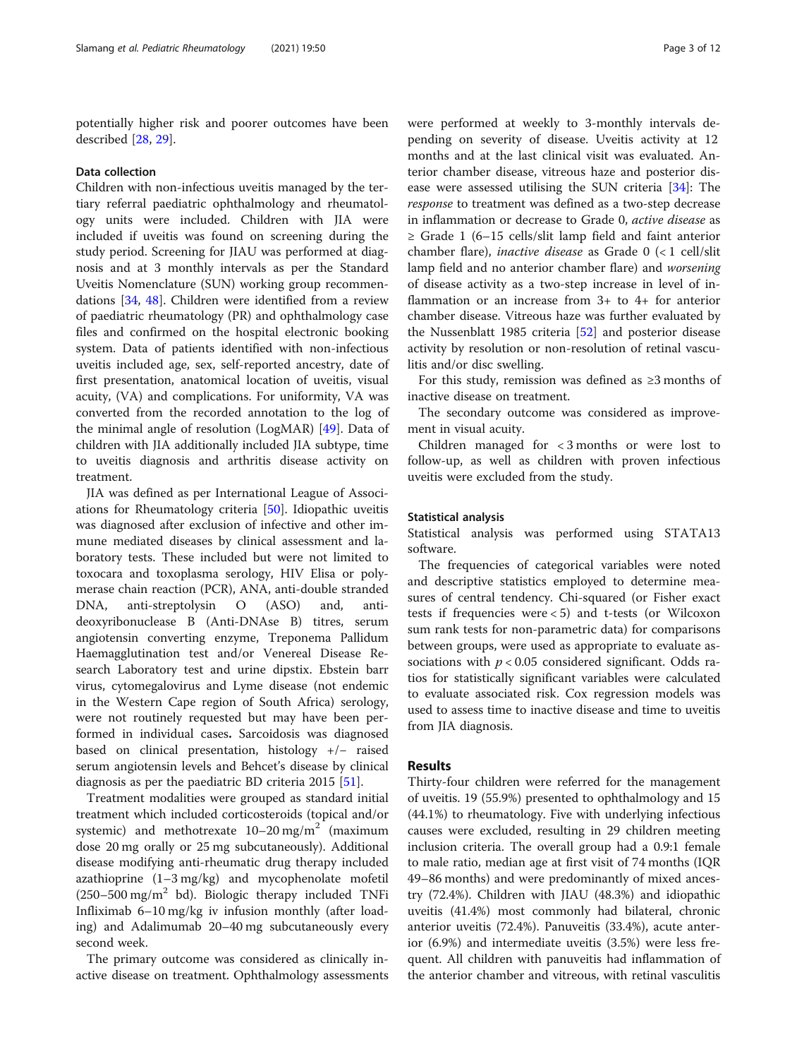potentially higher risk and poorer outcomes have been described [28, 29].

### Data collection

Children with non-infectious uveitis managed by the tertiary referral paediatric ophthalmology and rheumatology units were included. Children with JIA were included if uveitis was found on screening during the study period. Screening for JIAU was performed at diagnosis and at 3 monthly intervals as per the Standard Uveitis Nomenclature (SUN) working group recommendations [34, 48]. Children were identified from a review of paediatric rheumatology (PR) and ophthalmology case files and confirmed on the hospital electronic booking system. Data of patients identified with non-infectious uveitis included age, sex, self-reported ancestry, date of first presentation, anatomical location of uveitis, visual acuity, (VA) and complications. For uniformity, VA was converted from the recorded annotation to the log of the minimal angle of resolution (LogMAR) [49]. Data of children with JIA additionally included JIA subtype, time to uveitis diagnosis and arthritis disease activity on treatment.

JIA was defined as per International League of Associations for Rheumatology criteria [50]. Idiopathic uveitis was diagnosed after exclusion of infective and other immune mediated diseases by clinical assessment and laboratory tests. These included but were not limited to toxocara and toxoplasma serology, HIV Elisa or polymerase chain reaction (PCR), ANA, anti-double stranded DNA, anti-streptolysin O (ASO) and, anti-deoxyribonuclease B (Anti-DNAse B) titres, serum angiotensin converting enzyme, Treponema Pallidum Haemagglutination test and/or Venereal Disease Research Laboratory test and urine dipstix. Ebstein barr virus, cytomegalovirus and Lyme disease (not endemic in the Western Cape region of South Africa) serology, were not routinely requested but may have been performed in individual cases**.** Sarcoidosis was diagnosed based on clinical presentation, histology +/− raised serum angiotensin levels and Behcet's disease by clinical diagnosis as per the paediatric BD criteria 2015 [51].

Treatment modalities were grouped as standard initial treatment which included corticosteroids (topical and/or systemic) and methotrexate 10–20 mg/m$^2$ (maximum dose 20 mg orally or 25 mg subcutaneously). Additional disease modifying anti-rheumatic drug therapy included azathioprine (1–3 mg/kg) and mycophenolate mofetil (250–500 mg/m$^2$ bd). Biologic therapy included TNFi Infliximab 6–10 mg/kg iv infusion monthly (after loading) and Adalimumab 20–40 mg subcutaneously every second week.

The primary outcome was considered as clinically inactive disease on treatment. Ophthalmology assessments were performed at weekly to 3-monthly intervals depending on severity of disease. Uveitis activity at 12 months and at the last clinical visit was evaluated. Anterior chamber disease, vitreous haze and posterior disease were assessed utilising the SUN criteria [34]: The *response* to treatment was defined as a two-step decrease in inflammation or decrease to Grade 0, *active disease* as ≥ Grade 1 (6–15 cells/slit lamp field and faint anterior chamber flare), *inactive disease* as Grade 0 (< 1 cell/slit lamp field and no anterior chamber flare) and *worsening* of disease activity as a two-step increase in level of inflammation or an increase from 3+ to 4+ for anterior chamber disease. Vitreous haze was further evaluated by the Nussenblatt 1985 criteria [52] and posterior disease activity by resolution or non-resolution of retinal vasculitis and/or disc swelling.

For this study, remission was defined as ≥3 months of inactive disease on treatment.

The secondary outcome was considered as improvement in visual acuity.

Children managed for < 3 months or were lost to follow-up, as well as children with proven infectious uveitis were excluded from the study.

### Statistical analysis

Statistical analysis was performed using STATA13 software.

The frequencies of categorical variables were noted and descriptive statistics employed to determine measures of central tendency. Chi-squared (or Fisher exact tests if frequencies were < 5) and t-tests (or Wilcoxon sum rank tests for non-parametric data) for comparisons between groups, were used as appropriate to evaluate associations with $p < 0.05$ considered significant. Odds ratios for statistically significant variables were calculated to evaluate associated risk. Cox regression models was used to assess time to inactive disease and time to uveitis from JIA diagnosis.

## Results

Thirty-four children were referred for the management of uveitis. 19 (55.9%) presented to ophthalmology and 15 (44.1%) to rheumatology. Five with underlying infectious causes were excluded, resulting in 29 children meeting inclusion criteria. The overall group had a 0.9:1 female to male ratio, median age at first visit of 74 months (IQR 49–86 months) and were predominantly of mixed ancestry (72.4%). Children with JIAU (48.3%) and idiopathic uveitis (41.4%) most commonly had bilateral, chronic anterior uveitis (72.4%). Panuveitis (33.4%), acute anterior (6.9%) and intermediate uveitis (3.5%) were less frequent. All children with panuveitis had inflammation of the anterior chamber and vitreous, with retinal vasculitis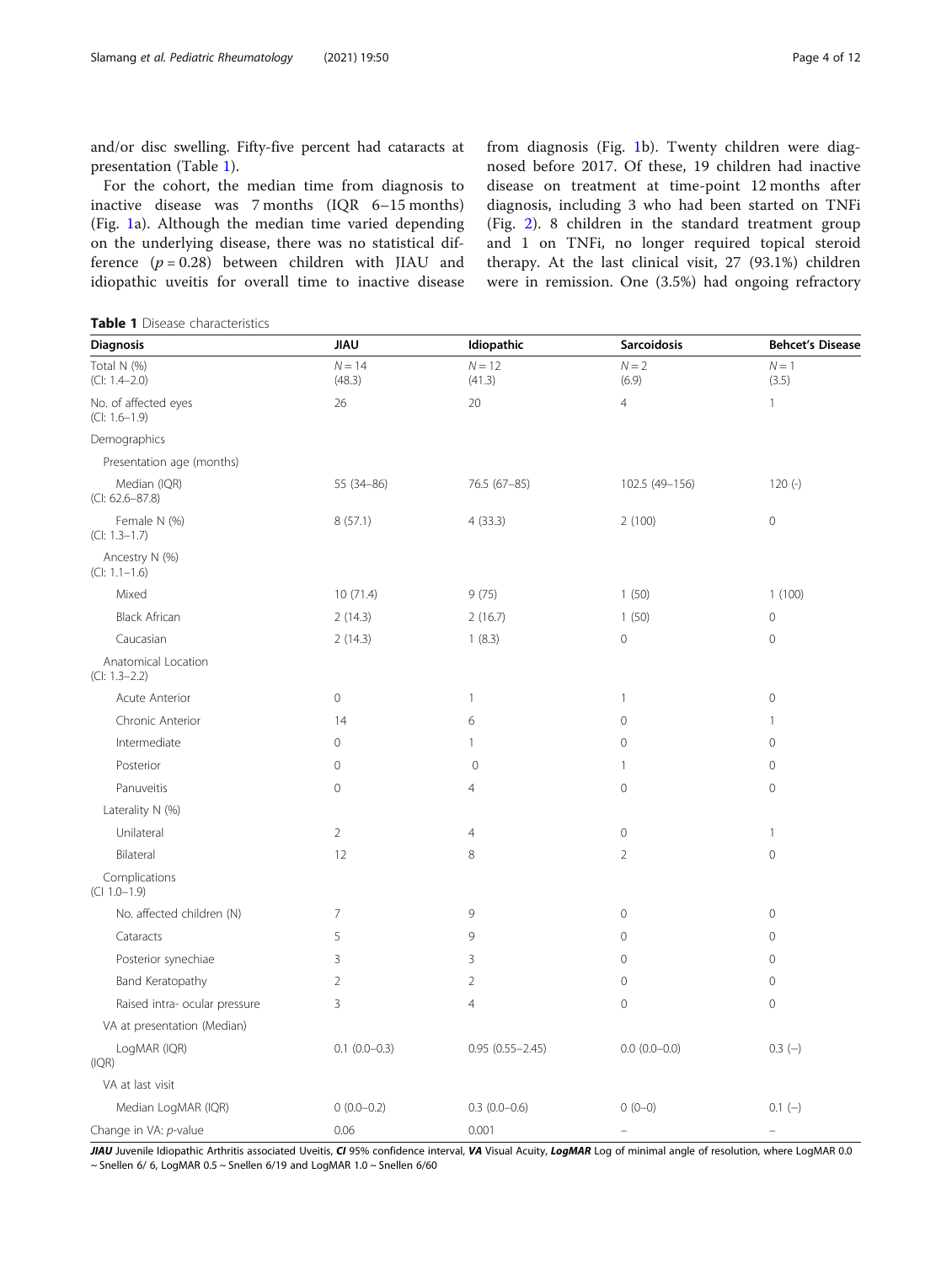and/or disc swelling. Fifty-five percent had cataracts at presentation (Table 1).

For the cohort, the median time from diagnosis to inactive disease was 7 months (IQR 6–15 months) (Fig. 1a). Although the median time varied depending on the underlying disease, there was no statistical difference ($p = 0.28$) between children with JIAU and idiopathic uveitis for overall time to inactive disease from diagnosis (Fig. 1b). Twenty children were diagnosed before 2017. Of these, 19 children had inactive disease on treatment at time-point 12 months after diagnosis, including 3 who had been started on TNFi (Fig. 2). 8 children in the standard treatment group and 1 on TNFi, no longer required topical steroid therapy. At the last clinical visit, 27 (93.1%) children were in remission. One (3.5%) had ongoing refractory

**Table 1** Disease characteristics

| Diagnosis | JIAU | Idiopathic | Sarcoidosis | Behcet's Disease |
|---|---|---|---|---|
| Total N (%) (CI: 1.4–2.0) | N = 14 (48.3) | N = 12 (41.3) | N = 2 (6.9) | N = 1 (3.5) |
| No. of affected eyes (CI: 1.6–1.9) | 26 | 20 | 4 | 1 |
| Demographics | | | | |
| Presentation age (months) | | | | |
| Median (IQR) (CI: 62.6–87.8) | 55 (34–86) | 76.5 (67–85) | 102.5 (49–156) | 120 (-) |
| Female N (%) (CI: 1.3–1.7) | 8 (57.1) | 4 (33.3) | 2 (100) | 0 |
| Ancestry N (%) (CI: 1.1–1.6) | | | | |
| Mixed | 10 (71.4) | 9 (75) | 1 (50) | 1 (100) |
| Black African | 2 (14.3) | 2 (16.7) | 1 (50) | 0 |
| Caucasian | 2 (14.3) | 1 (8.3) | 0 | 0 |
| Anatomical Location (CI: 1.3–2.2) | | | | |
| Acute Anterior | 0 | 1 | 1 | 0 |
| Chronic Anterior | 14 | 6 | 0 | 1 |
| Intermediate | 0 | 1 | 0 | 0 |
| Posterior | 0 | 0 | 1 | 0 |
| Panuveitis | 0 | 4 | 0 | 0 |
| Laterality N (%) | | | | |
| Unilateral | 2 | 4 | 0 | 1 |
| Bilateral | 12 | 8 | 2 | 0 |
| Complications (CI 1.0–1.9) | | | | |
| No. affected children (N) | 7 | 9 | 0 | 0 |
| Cataracts | 5 | 9 | 0 | 0 |
| Posterior synechiae | 3 | 3 | 0 | 0 |
| Band Keratopathy | 2 | 2 | 0 | 0 |
| Raised intra- ocular pressure | 3 | 4 | 0 | 0 |
| VA at presentation (Median) | | | | |
| LogMAR (IQR) (IQR) | 0.1 (0.0–0.3) | 0.95 (0.55–2.45) | 0.0 (0.0–0.0) | 0.3 (–) |
| VA at last visit | | | | |
| Median LogMAR (IQR) | 0 (0.0–0.2) | 0.3 (0.0–0.6) | 0 (0–0) | 0.1 (–) |
| Change in VA: p-value | 0.06 | 0.001 | – | – |

***JIAU*** Juvenile Idiopathic Arthritis associated Uveitis, ***CI*** 95% confidence interval, ***VA*** Visual Acuity, ***LogMAR*** Log of minimal angle of resolution, where LogMAR 0.0 ~ Snellen 6/ 6, LogMAR 0.5 ~ Snellen 6/19 and LogMAR 1.0 ~ Snellen 6/60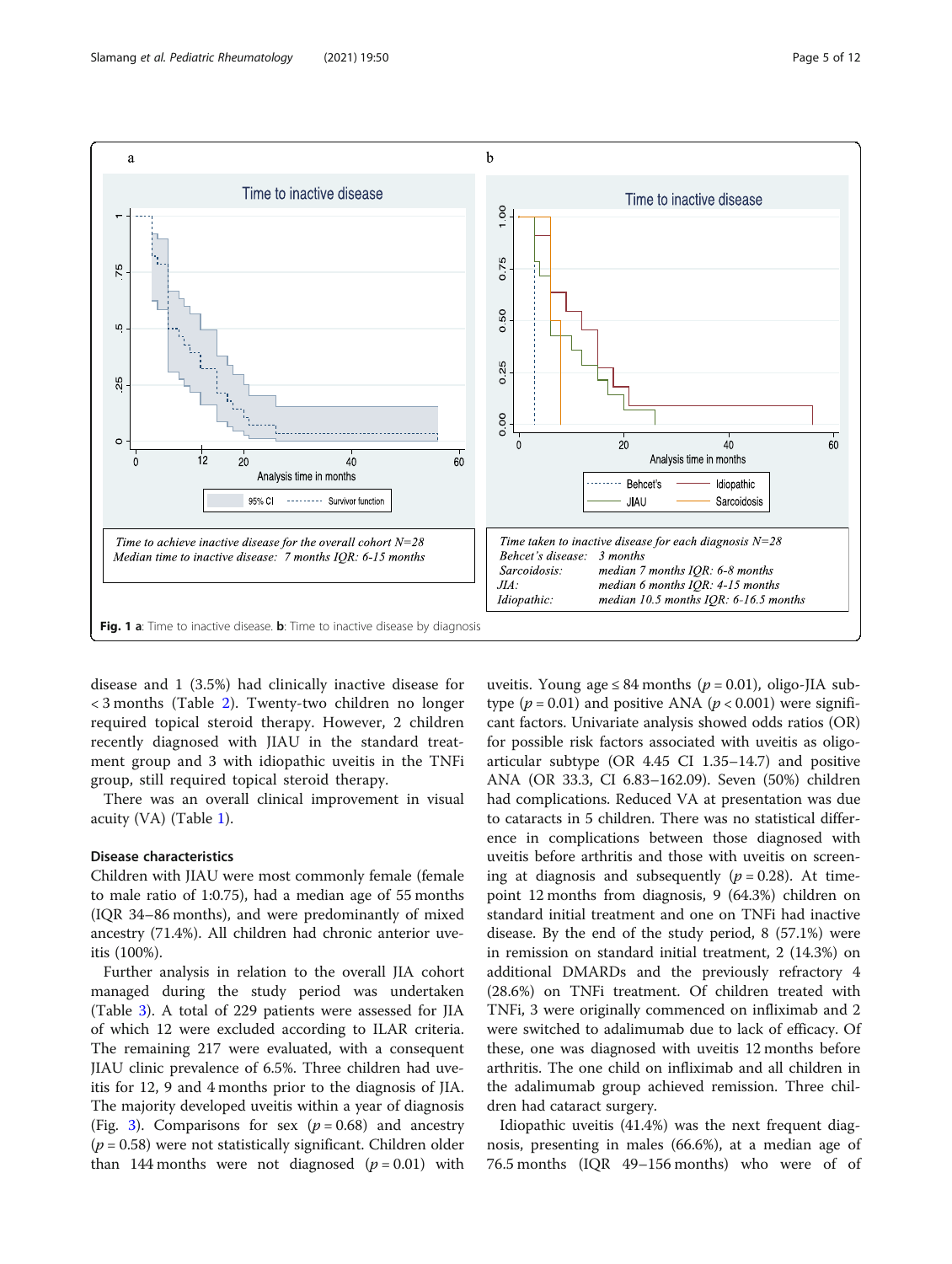Time to achieve inactive disease for the overall cohort N=28
Median time to inactive disease: 7 months IQR: 6-15 months

Time taken to inactive disease for each diagnosis N=28
Behcet's disease: 3 months
Sarcoidosis: median 7 months IQR: 6-8 months
JIA: median 6 months IQR: 4-15 months
Idiopathic: median 10.5 months IQR: 6-16.5 months

**Fig. 1 a**: Time to inactive disease. **b**: Time to inactive disease by diagnosis

disease and 1 (3.5%) had clinically inactive disease for < 3 months (Table 2). Twenty-two children no longer required topical steroid therapy. However, 2 children recently diagnosed with JIAU in the standard treatment group and 3 with idiopathic uveitis in the TNFi group, still required topical steroid therapy.

There was an overall clinical improvement in visual acuity (VA) (Table 1).

### Disease characteristics

Children with JIAU were most commonly female (female to male ratio of 1:0.75), had a median age of 55 months (IQR 34–86 months), and were predominantly of mixed ancestry (71.4%). All children had chronic anterior uveitis (100%).

Further analysis in relation to the overall JIA cohort managed during the study period was undertaken (Table 3). A total of 229 patients were assessed for JIA of which 12 were excluded according to ILAR criteria. The remaining 217 were evaluated, with a consequent JIAU clinic prevalence of 6.5%. Three children had uveitis for 12, 9 and 4 months prior to the diagnosis of JIA. The majority developed uveitis within a year of diagnosis (Fig. 3). Comparisons for sex ($p = 0.68$) and ancestry ($p = 0.58$) were not statistically significant. Children older than 144 months were not diagnosed ($p = 0.01$) with uveitis. Young age ≤ 84 months ($p = 0.01$), oligo-JIA subtype ($p = 0.01$) and positive ANA ($p < 0.001$) were significant factors. Univariate analysis showed odds ratios (OR) for possible risk factors associated with uveitis as oligoarticular subtype (OR 4.45 CI 1.35–14.7) and positive ANA (OR 33.3, CI 6.83–162.09). Seven (50%) children had complications. Reduced VA at presentation was due to cataracts in 5 children. There was no statistical difference in complications between those diagnosed with uveitis before arthritis and those with uveitis on screening at diagnosis and subsequently ($p = 0.28$). At timepoint 12 months from diagnosis, 9 (64.3%) children on standard initial treatment and one on TNFi had inactive disease. By the end of the study period, 8 (57.1%) were in remission on standard initial treatment, 2 (14.3%) on additional DMARDs and the previously refractory 4 (28.6%) on TNFi treatment. Of children treated with TNFi, 3 were originally commenced on infliximab and 2 were switched to adalimumab due to lack of efficacy. Of these, one was diagnosed with uveitis 12 months before arthritis. The one child on infliximab and all children in the adalimumab group achieved remission. Three children had cataract surgery.

Idiopathic uveitis (41.4%) was the next frequent diagnosis, presenting in males (66.6%), at a median age of 76.5 months (IQR 49–156 months) who were of of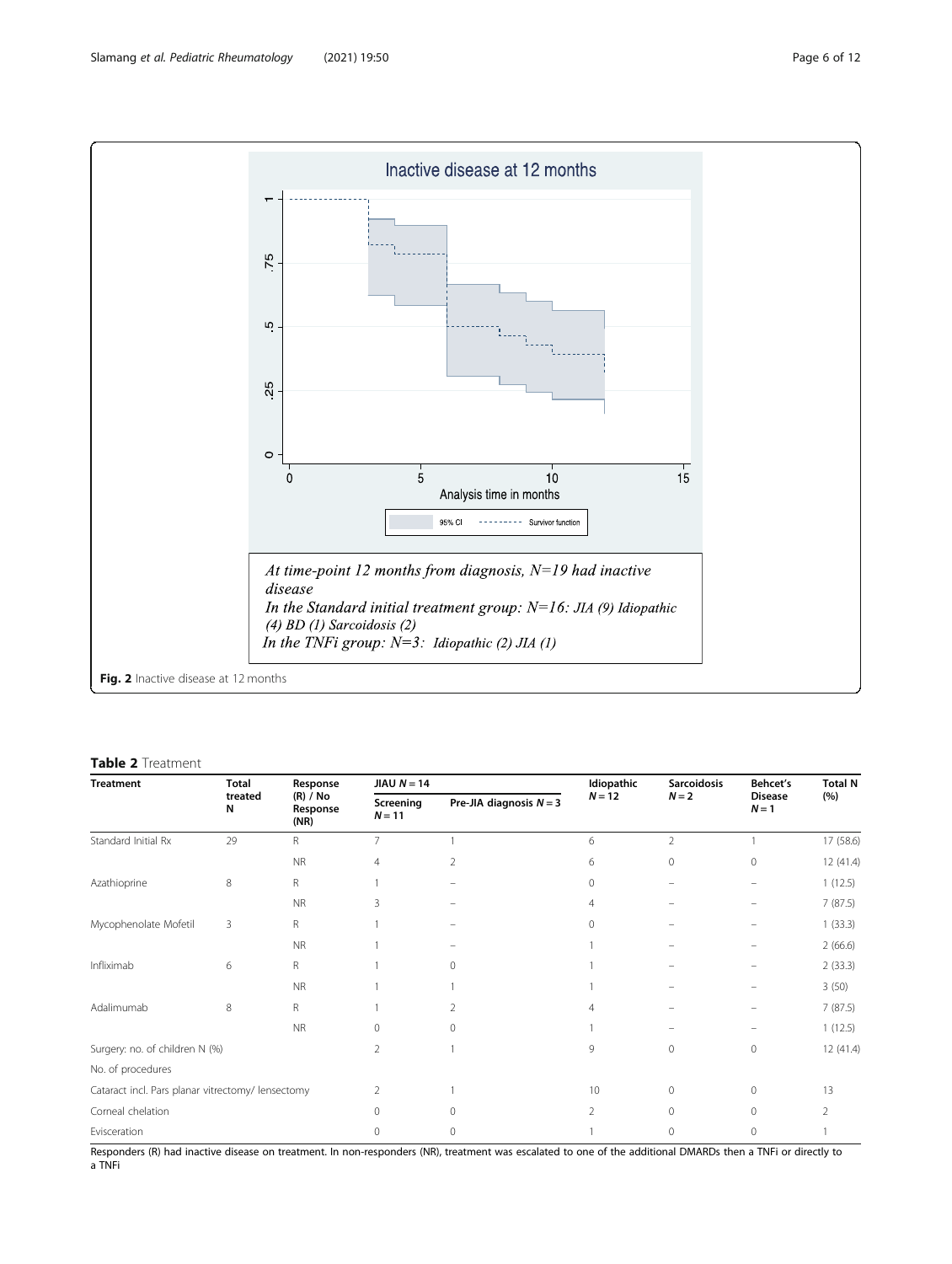At time-point 12 months from diagnosis, N=19 had inactive disease

In the Standard initial treatment group: N=16: JIA (9) Idiopathic (4) BD (1) Sarcoidosis (2)

In the TNFi group: N=3: Idiopathic (2) JIA (1)

**Fig. 2** Inactive disease at 12 months

**Table 2** Treatment

| Treatment | Total treated N | Response (R) / No Response (NR) | JIAU $N = 14$ | | Idiopathic $N = 12$ | Sarcoidosis $N = 2$ | Behcet's Disease $N = 1$ | Total N (%) |
|---|---|---|---|---|---|---|---|---|
| | | | Screening $N = 11$ | Pre-JIA diagnosis $N = 3$ | | | | |
| Standard Initial Rx | 29 | R | 7 | 1 | 6 | 2 | 1 | 17 (58.6) |
| | | NR | 4 | 2 | 6 | 0 | 0 | 12 (41.4) |
| Azathioprine | 8 | R | 1 | – | 0 | – | – | 1 (12.5) |
| | | NR | 3 | – | 4 | – | – | 7 (87.5) |
| Mycophenolate Mofetil | 3 | R | 1 | – | 0 | – | – | 1 (33.3) |
| | | NR | 1 | – | 1 | – | – | 2 (66.6) |
| Infliximab | 6 | R | 1 | 0 | 1 | – | – | 2 (33.3) |
| | | NR | 1 | 1 | 1 | – | – | 3 (50) |
| Adalimumab | 8 | R | 1 | 2 | 4 | – | – | 7 (87.5) |
| | | NR | 0 | 0 | 1 | – | – | 1 (12.5) |
| Surgery: no. of children N (%) | | | 2 | 1 | 9 | 0 | 0 | 12 (41.4) |
| No. of procedures | | | | | | | | |
| Cataract incl. Pars planar vitrectomy/ lensectomy | | | 2 | 1 | 10 | 0 | 0 | 13 |
| Corneal chelation | | | 0 | 0 | 2 | 0 | 0 | 2 |
| Evisceration | | | 0 | 0 | 1 | 0 | 0 | 1 |

Responders (R) had inactive disease on treatment. In non-responders (NR), treatment was escalated to one of the additional DMARDs then a TNFi or directly to a TNFi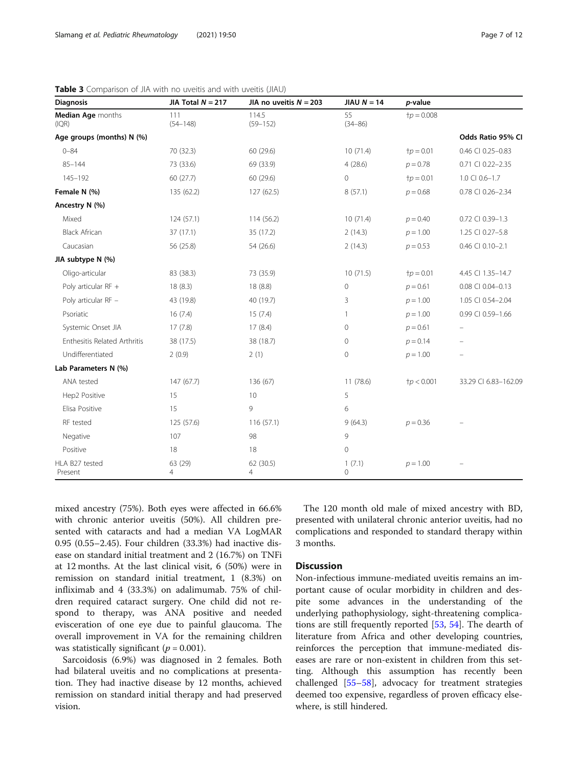**Table 3** Comparison of JIA with no uveitis and with uveitis (JIAU)

| Diagnosis | JIA Total $N = 217$ | JIA no uveitis $N = 203$ | JIAU $N = 14$ | *p*-value | |
|---|---|---|---|---|---|
| **Median Age** months (IQR) | 111 (54–148) | 114.5 (59–152) | 55 (34–86) | †$p = 0.008$ | |
| **Age groups (months) N (%)** | | | | | **Odds Ratio 95% CI** |
| 0–84 | 70 (32.3) | 60 (29.6) | 10 (71.4) | †$p = 0.01$ | 0.46 CI 0.25–0.83 |
| 85–144 | 73 (33.6) | 69 (33.9) | 4 (28.6) | $p = 0.78$ | 0.71 CI 0.22–2.35 |
| 145–192 | 60 (27.7) | 60 (29.6) | 0 | †$p = 0.01$ | 1.0 CI 0.6–1.7 |
| **Female N (%)** | 135 (62.2) | 127 (62.5) | 8 (57.1) | $p = 0.68$ | 0.78 CI 0.26–2.34 |
| **Ancestry N (%)** | | | | | |
| Mixed | 124 (57.1) | 114 (56.2) | 10 (71.4) | $p = 0.40$ | 0.72 CI 0.39–1.3 |
| Black African | 37 (17.1) | 35 (17.2) | 2 (14.3) | $p = 1.00$ | 1.25 CI 0.27–5.8 |
| Caucasian | 56 (25.8) | 54 (26.6) | 2 (14.3) | $p = 0.53$ | 0.46 CI 0.10–2.1 |
| **JIA subtype N (%)** | | | | | |
| Oligo-articular | 83 (38.3) | 73 (35.9) | 10 (71.5) | †$p = 0.01$ | 4.45 CI 1.35–14.7 |
| Poly articular RF + | 18 (8.3) | 18 (8.8) | 0 | $p = 0.61$ | 0.08 CI 0.04–0.13 |
| Poly articular RF − | 43 (19.8) | 40 (19.7) | 3 | $p = 1.00$ | 1.05 CI 0.54–2.04 |
| Psoriatic | 16 (7.4) | 15 (7.4) | 1 | $p = 1.00$ | 0.99 CI 0.59–1.66 |
| Systemic Onset JIA | 17 (7.8) | 17 (8.4) | 0 | $p = 0.61$ | – |
| Enthesitis Related Arthritis | 38 (17.5) | 38 (18.7) | 0 | $p = 0.14$ | – |
| Undifferentiated | 2 (0.9) | 2 (1) | 0 | $p = 1.00$ | – |
| **Lab Parameters N (%)** | | | | | |
| ANA tested | 147 (67.7) | 136 (67) | 11 (78.6) | †$p < 0.001$ | 33.29 CI 6.83–162.09 |
| Hep2 Positive | 15 | 10 | 5 | | |
| Elisa Positive | 15 | 9 | 6 | | |
| RF tested | 125 (57.6) | 116 (57.1) | 9 (64.3) | $p = 0.36$ | – |
| Negative | 107 | 98 | 9 | | |
| Positive | 18 | 18 | 0 | | |
| HLA B27 tested Present | 63 (29) 4 | 62 (30.5) 4 | 1 (7.1) 0 | $p = 1.00$ | – |

mixed ancestry (75%). Both eyes were affected in 66.6% with chronic anterior uveitis (50%). All children presented with cataracts and had a median VA LogMAR 0.95 (0.55–2.45). Four children (33.3%) had inactive disease on standard initial treatment and 2 (16.7%) on TNFi at 12 months. At the last clinical visit, 6 (50%) were in remission on standard initial treatment, 1 (8.3%) on infliximab and 4 (33.3%) on adalimumab. 75% of children required cataract surgery. One child did not respond to therapy, was ANA positive and needed evisceration of one eye due to painful glaucoma. The overall improvement in VA for the remaining children was statistically significant ($p = 0.001$).

Sarcoidosis (6.9%) was diagnosed in 2 females. Both had bilateral uveitis and no complications at presentation. They had inactive disease by 12 months, achieved remission on standard initial therapy and had preserved vision.

The 120 month old male of mixed ancestry with BD, presented with unilateral chronic anterior uveitis, had no complications and responded to standard therapy within 3 months.

## Discussion

Non-infectious immune-mediated uveitis remains an important cause of ocular morbidity in children and despite some advances in the understanding of the underlying pathophysiology, sight-threatening complications are still frequently reported [53, 54]. The dearth of literature from Africa and other developing countries, reinforces the perception that immune-mediated diseases are rare or non-existent in children from this setting. Although this assumption has recently been challenged [55–58], advocacy for treatment strategies deemed too expensive, regardless of proven efficacy elsewhere, is still hindered.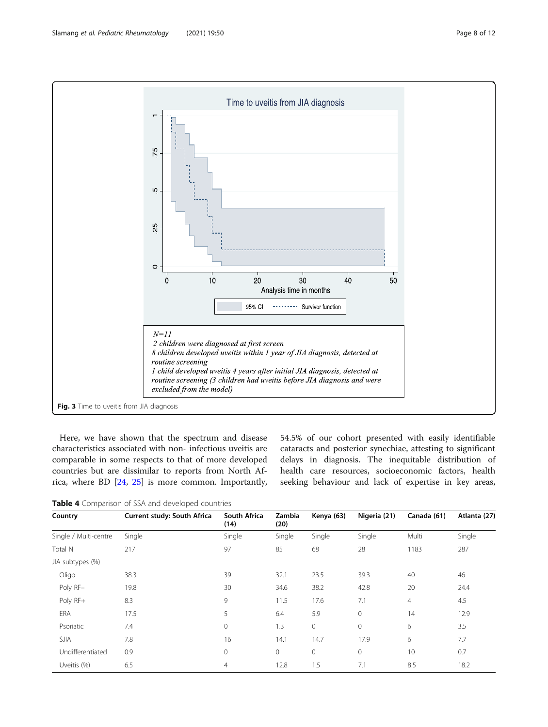Time to uveitis from JIA diagnosis

*N=11*
*2 children were diagnosed at first screen*
*8 children developed uveitis within 1 year of JIA diagnosis, detected at routine screening*
*1 child developed uveitis 4 years after initial JIA diagnosis, detected at routine screening (3 children had uveitis before JIA diagnosis and were excluded from the model)*

**Fig. 3** Time to uveitis from JIA diagnosis

Here, we have shown that the spectrum and disease characteristics associated with non- infectious uveitis are comparable in some respects to that of more developed countries but are dissimilar to reports from North Africa, where BD [24, 25] is more common. Importantly, 54.5% of our cohort presented with easily identifiable cataracts and posterior synechiae, attesting to significant delays in diagnosis. The inequitable distribution of health care resources, socioeconomic factors, health seeking behaviour and lack of expertise in key areas,

**Table 4** Comparison of SSA and developed countries

| Country | Current study: South Africa | South Africa (14) | Zambia (20) | Kenya (63) | Nigeria (21) | Canada (61) | Atlanta (27) |
|---|---|---|---|---|---|---|---|
| Single / Multi-centre | Single | Single | Single | Single | Single | Multi | Single |
| Total N | 217 | 97 | 85 | 68 | 28 | 1183 | 287 |
| JIA subtypes (%) | | | | | | | |
| Oligo | 38.3 | 39 | 32.1 | 23.5 | 39.3 | 40 | 46 |
| Poly RF− | 19.8 | 30 | 34.6 | 38.2 | 42.8 | 20 | 24.4 |
| Poly RF+ | 8.3 | 9 | 11.5 | 17.6 | 7.1 | 4 | 4.5 |
| ERA | 17.5 | 5 | 6.4 | 5.9 | 0 | 14 | 12.9 |
| Psoriatic | 7.4 | 0 | 1.3 | 0 | 0 | 6 | 3.5 |
| SJIA | 7.8 | 16 | 14.1 | 14.7 | 17.9 | 6 | 7.7 |
| Undifferentiated | 0.9 | 0 | 0 | 0 | 0 | 10 | 0.7 |
| Uveitis (%) | 6.5 | 4 | 12.8 | 1.5 | 7.1 | 8.5 | 18.2 |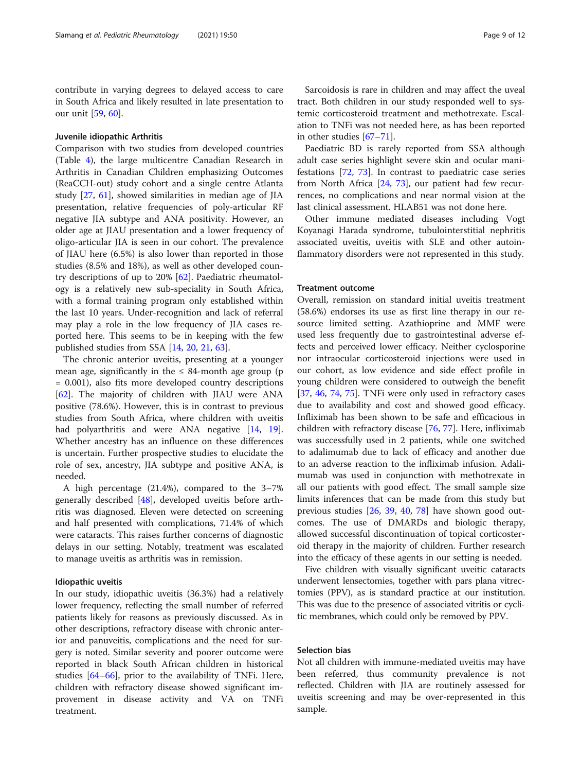contribute in varying degrees to delayed access to care in South Africa and likely resulted in late presentation to our unit [59, 60].

### Juvenile idiopathic Arthritis

Comparison with two studies from developed countries (Table 4), the large multicentre Canadian Research in Arthritis in Canadian Children emphasizing Outcomes (ReaCCH-out) study cohort and a single centre Atlanta study [27, 61], showed similarities in median age of JIA presentation, relative frequencies of poly-articular RF negative JIA subtype and ANA positivity. However, an older age at JIAU presentation and a lower frequency of oligo-articular JIA is seen in our cohort. The prevalence of JIAU here (6.5%) is also lower than reported in those studies (8.5% and 18%), as well as other developed country descriptions of up to 20% [62]. Paediatric rheumatology is a relatively new sub-speciality in South Africa, with a formal training program only established within the last 10 years. Under-recognition and lack of referral may play a role in the low frequency of JIA cases reported here. This seems to be in keeping with the few published studies from SSA [14, 20, 21, 63].

The chronic anterior uveitis, presenting at a younger mean age, significantly in the ≤ 84-month age group ($p = 0.001$), also fits more developed country descriptions [62]. The majority of children with JIAU were ANA positive (78.6%). However, this is in contrast to previous studies from South Africa, where children with uveitis had polyarthritis and were ANA negative [14, 19]. Whether ancestry has an influence on these differences is uncertain. Further prospective studies to elucidate the role of sex, ancestry, JIA subtype and positive ANA, is needed.

A high percentage (21.4%), compared to the 3–7% generally described [48], developed uveitis before arthritis was diagnosed. Eleven were detected on screening and half presented with complications, 71.4% of which were cataracts. This raises further concerns of diagnostic delays in our setting. Notably, treatment was escalated to manage uveitis as arthritis was in remission.

### Idiopathic uveitis

In our study, idiopathic uveitis (36.3%) had a relatively lower frequency, reflecting the small number of referred patients likely for reasons as previously discussed. As in other descriptions, refractory disease with chronic anterior and panuveitis, complications and the need for surgery is noted. Similar severity and poorer outcome were reported in black South African children in historical studies [64–66], prior to the availability of TNFi. Here, children with refractory disease showed significant improvement in disease activity and VA on TNFi treatment.

Sarcoidosis is rare in children and may affect the uveal tract. Both children in our study responded well to systemic corticosteroid treatment and methotrexate. Escalation to TNFi was not needed here, as has been reported in other studies [67–71].

Paediatric BD is rarely reported from SSA although adult case series highlight severe skin and ocular manifestations [72, 73]. In contrast to paediatric case series from North Africa [24, 73], our patient had few recurrences, no complications and near normal vision at the last clinical assessment. HLAB51 was not done here.

Other immune mediated diseases including Vogt Koyanagi Harada syndrome, tubulointerstitial nephritis associated uveitis, uveitis with SLE and other autoinflammatory disorders were not represented in this study.

### Treatment outcome

Overall, remission on standard initial uveitis treatment (58.6%) endorses its use as first line therapy in our resource limited setting. Azathioprine and MMF were used less frequently due to gastrointestinal adverse effects and perceived lower efficacy. Neither cyclosporine nor intraocular corticosteroid injections were used in our cohort, as low evidence and side effect profile in young children were considered to outweigh the benefit [37, 46, 74, 75]. TNFi were only used in refractory cases due to availability and cost and showed good efficacy. Infliximab has been shown to be safe and efficacious in children with refractory disease [76, 77]. Here, infliximab was successfully used in 2 patients, while one switched to adalimumab due to lack of efficacy and another due to an adverse reaction to the infliximab infusion. Adalimumab was used in conjunction with methotrexate in all our patients with good effect. The small sample size limits inferences that can be made from this study but previous studies [26, 39, 40, 78] have shown good outcomes. The use of DMARDs and biologic therapy, allowed successful discontinuation of topical corticosteroid therapy in the majority of children. Further research into the efficacy of these agents in our setting is needed.

Five children with visually significant uveitic cataracts underwent lensectomies, together with pars plana vitrectomies (PPV), as is standard practice at our institution. This was due to the presence of associated vitritis or cyclitic membranes, which could only be removed by PPV.

### Selection bias

Not all children with immune-mediated uveitis may have been referred, thus community prevalence is not reflected. Children with JIA are routinely assessed for uveitis screening and may be over-represented in this sample.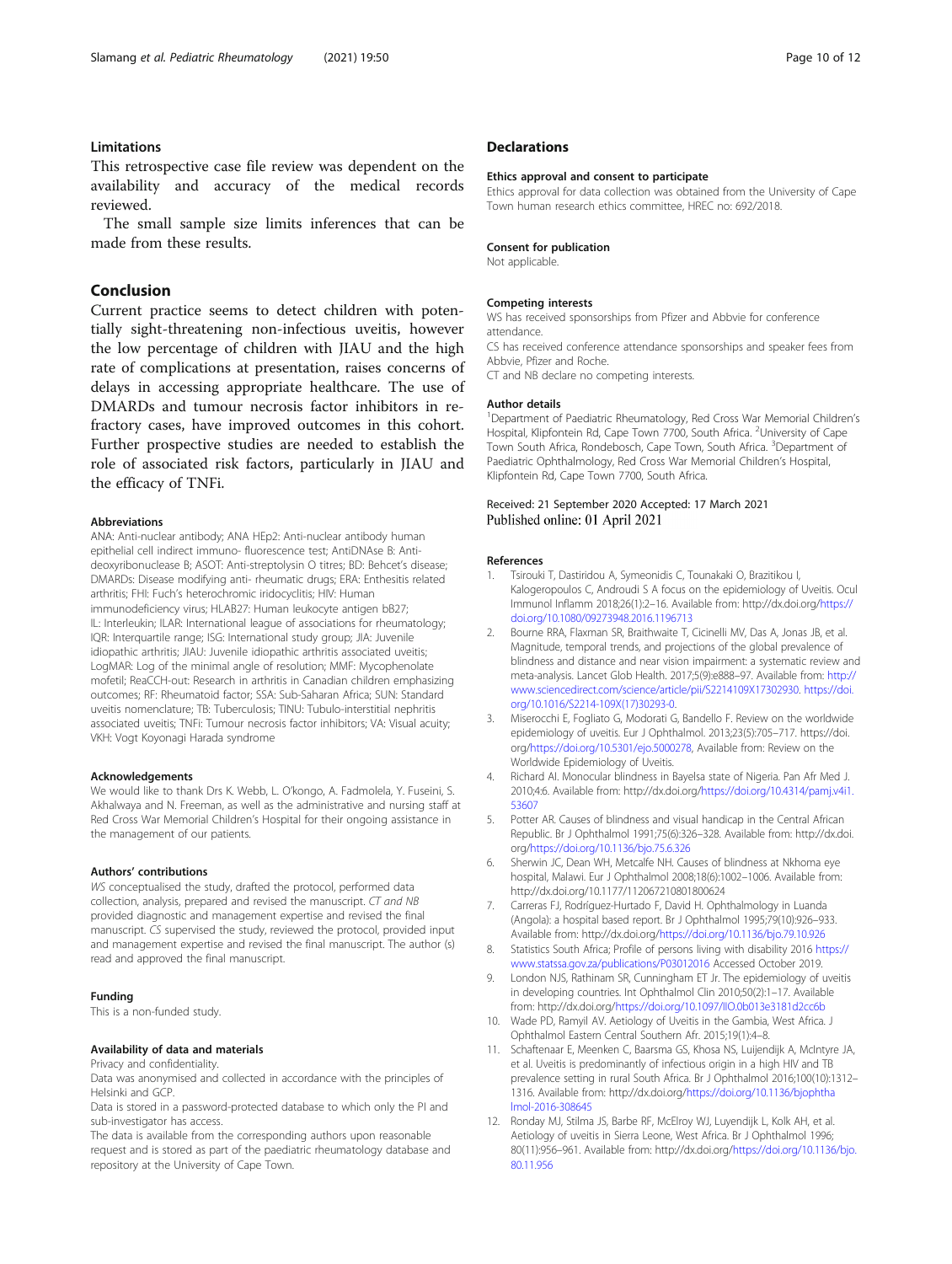## Limitations

This retrospective case file review was dependent on the availability and accuracy of the medical records reviewed.

The small sample size limits inferences that can be made from these results.

## Conclusion

Current practice seems to detect children with potentially sight-threatening non-infectious uveitis, however the low percentage of children with JIAU and the high rate of complications at presentation, raises concerns of delays in accessing appropriate healthcare. The use of DMARDs and tumour necrosis factor inhibitors in refractory cases, have improved outcomes in this cohort. Further prospective studies are needed to establish the role of associated risk factors, particularly in JIAU and the efficacy of TNFi.

#### Abbreviations

ANA: Anti-nuclear antibody; ANA HEp2: Anti-nuclear antibody human epithelial cell indirect immuno- fluorescence test; AntiDNAse B: Anti-deoxyribonuclease B; ASOT: Anti-streptolysin O titres; BD: Behcet's disease; DMARDs: Disease modifying anti- rheumatic drugs; ERA: Enthesitis related arthritis; FHI: Fuch's heterochromic iridocyclitis; HIV: Human immunodeficiency virus; HLAB27: Human leukocyte antigen bB27; IL: Interleukin; ILAR: International league of associations for rheumatology; IQR: Interquartile range; ISG: International study group; JIA: Juvenile idiopathic arthritis; JIAU: Juvenile idiopathic arthritis associated uveitis; LogMAR: Log of the minimal angle of resolution; MMF: Mycophenolate mofetil; ReaCCH-out: Research in arthritis in Canadian children emphasizing outcomes; RF: Rheumatoid factor; SSA: Sub-Saharan Africa; SUN: Standard uveitis nomenclature; TB: Tuberculosis; TINU: Tubulo-interstitial nephritis associated uveitis; TNFi: Tumour necrosis factor inhibitors; VA: Visual acuity; VKH: Vogt Koyonagi Harada syndrome

#### Acknowledgements

We would like to thank Drs K. Webb, L. O'kongo, A. Fadmolela, Y. Fuseini, S. Akhalwaya and N. Freeman, as well as the administrative and nursing staff at Red Cross War Memorial Children's Hospital for their ongoing assistance in the management of our patients.

#### Authors' contributions

*WS* conceptualised the study, drafted the protocol, performed data collection, analysis, prepared and revised the manuscript. *CT and NB* provided diagnostic and management expertise and revised the final manuscript. *CS* supervised the study, reviewed the protocol, provided input and management expertise and revised the final manuscript. The author (s) read and approved the final manuscript.

#### Funding

This is a non-funded study.

#### Availability of data and materials

Privacy and confidentiality.

Data was anonymised and collected in accordance with the principles of Helsinki and GCP.

Data is stored in a password-protected database to which only the PI and sub-investigator has access.

The data is available from the corresponding authors upon reasonable request and is stored as part of the paediatric rheumatology database and repository at the University of Cape Town.

## Declarations

#### Ethics approval and consent to participate

Ethics approval for data collection was obtained from the University of Cape Town human research ethics committee, HREC no: 692/2018.

#### Consent for publication

Not applicable.

#### Competing interests

WS has received sponsorships from Pfizer and Abbvie for conference attendance.

CS has received conference attendance sponsorships and speaker fees from Abbvie, Pfizer and Roche.

CT and NB declare no competing interests.

#### Author details

[1]Department of Paediatric Rheumatology, Red Cross War Memorial Children's Hospital, Klipfontein Rd, Cape Town 7700, South Africa. [2]University of Cape Town South Africa, Rondebosch, Cape Town, South Africa. [3]Department of Paediatric Ophthalmology, Red Cross War Memorial Children's Hospital, Klipfontein Rd, Cape Town 7700, South Africa.

Received: 21 September 2020 Accepted: 17 March 2021
Published online: 01 April 2021

#### References

1. Tsirouki T, Dastiridou A, Symeonidis C, Tounakaki O, Brazitikou I, Kalogeropoulos C, Androudi S A focus on the epidemiology of Uveitis. Ocul Immunol Inflamm 2018;26(1):2–16. Available from: http://dx.doi.org/https://doi.org/10.1080/09273948.2016.1196713
2. Bourne RRA, Flaxman SR, Braithwaite T, Cicinelli MV, Das A, Jonas JB, et al. Magnitude, temporal trends, and projections of the global prevalence of blindness and distance and near vision impairment: a systematic review and meta-analysis. Lancet Glob Health. 2017;5(9):e888–97. Available from: http://www.sciencedirect.com/science/article/pii/S2214109X17302930. https://doi.org/10.1016/S2214-109X(17)30293-0.
3. Miserocchi E, Fogliato G, Modorati G, Bandello F. Review on the worldwide epidemiology of uveitis. Eur J Ophthalmol. 2013;23(5):705–717. https://doi.org/https://doi.org/10.5301/ejo.5000278, Available from: Review on the Worldwide Epidemiology of Uveitis.
4. Richard AI. Monocular blindness in Bayelsa state of Nigeria. Pan Afr Med J. 2010;4:6. Available from: http://dx.doi.org/https://doi.org/10.4314/pamj.v4i1.53607
5. Potter AR. Causes of blindness and visual handicap in the Central African Republic. Br J Ophthalmol 1991;75(6):326–328. Available from: http://dx.doi.org/https://doi.org/10.1136/bjo.75.6.326
6. Sherwin JC, Dean WH, Metcalfe NH. Causes of blindness at Nkhoma eye hospital, Malawi. Eur J Ophthalmol 2008;18(6):1002–1006. Available from: http://dx.doi.org/10.1177/112067210801800624
7. Carreras FJ, Rodríguez-Hurtado F, David H. Ophthalmology in Luanda (Angola): a hospital based report. Br J Ophthalmol 1995;79(10):926–933. Available from: http://dx.doi.org/https://doi.org/10.1136/bjo.79.10.926
8. Statistics South Africa; Profile of persons living with disability 2016 https://www.statssa.gov.za/publications/P03012016 Accessed October 2019.
9. London NJS, Rathinam SR, Cunningham ET Jr. The epidemiology of uveitis in developing countries. Int Ophthalmol Clin 2010;50(2):1–17. Available from: http://dx.doi.org/https://doi.org/10.1097/IIO.0b013e3181d2cc6b
10. Wade PD, Ramyil AV. Aetiology of Uveitis in the Gambia, West Africa. J Ophthalmol Eastern Central Southern Afr. 2015;19(1):4–8.
11. Schaftenaar E, Meenken C, Baarsma GS, Khosa NS, Luijendijk A, McIntyre JA, et al. Uveitis is predominantly of infectious origin in a high HIV and TB prevalence setting in rural South Africa. Br J Ophthalmol 2016;100(10):1312–1316. Available from: http://dx.doi.org/https://doi.org/10.1136/bjophthalmol-2016-308645
12. Ronday MJ, Stilma JS, Barbe RF, McElroy WJ, Luyendijk L, Kolk AH, et al. Aetiology of uveitis in Sierra Leone, West Africa. Br J Ophthalmol 1996;80(11):956–961. Available from: http://dx.doi.org/https://doi.org/10.1136/bjo.80.11.956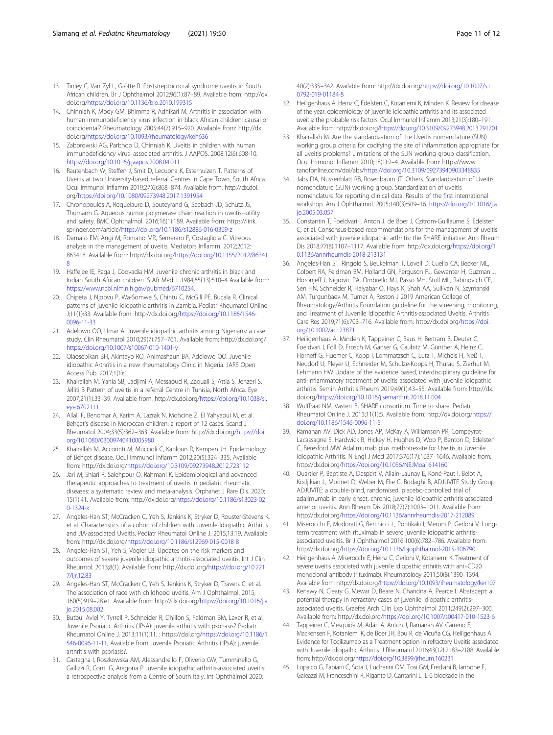13. Tinley C, Van Zyl L, Grötte R. Poststreptococcal syndrome uveitis in South African children. Br J Ophthalmol 2012;96(1):87–89. Available from: http://dx.doi.org/https://doi.org/10.1136/bjo.2010.199315
14. Chinniah K, Mody GM, Bhimma R, Adhikari M. Arthritis in association with human immunodeficiency virus infection in black African children: causal or coincidental? Rheumatology 2005;44(7):915–920. Available from: http://dx.doi.org/https://doi.org/10.1093/rheumatology/keh636
15. Zaborowski AG, Parbhoo D, Chinniah K. Uveitis in children with human immunodeficiency virus–associated arthritis. J AAPOS. 2008;12(6):608-10. https://doi.org/10.1016/j.jaapos.2008.04.011
16. Rautenbach W, Steffen J, Smit D, Lecuona K, Esterhuizen T. Patterns of Uveitis at two University-based referral Centres in Cape Town, South Africa. Ocul Immunol Inflamm 2019;27(6):868–874. Available from: http://dx.doi.org/https://doi.org/10.1080/09273948.2017.1391954
17. Chronopoulos A, Roquelaure D, Souteyrand G, Seebach JD, Schutz JS, Thumann G. Aqueous humor polymerase chain reaction in uveitis--utility and safety. BMC Ophthalmol. 2016;16(1):189. Available from: https://link.springer.com/article/https://doi.org/10.1186/s12886-016-0369-z
18. Damato EM, Angi M, Romano MR, Semeraro F, Costagliola C. Vitreous analysis in the management of uveitis. Mediators Inflamm. 2012;2012:863418. Available from: http://dx.doi.org/https://doi.org/10.1155/2012/863418
19. Haffejee IE, Raga J, Coovadia HM. Juvenile chronic arthritis in black and Indian South African children. S Afr Med J. 1984;65(13):510–4 Available from: https://www.ncbi.nlm.nih.gov/pubmed/6710254.
20. Chipeta J, Njobvu P, Wa-Somwe S, Chintu C, McGill PE, Bucala R. Clinical patterns of juvenile idiopathic arthritis in Zambia. Pediatr Rheumatol Online J;11(1):33. Available from: http://dx.doi.org/https://doi.org/10.1186/1546-0096-11-33
21. Adelowo OO, Umar A. Juvenile idiopathic arthritis among Nigerians: a case study. Clin Rheumatol 2010;29(7):757–761. Available from: http://dx.doi.org/https://doi.org/10.1007/s10067-010-1401-y
22. Olaosebikan BH, Akintayo RO, Animashaun BA, Adelowo OO. Juvenile idiopathic Arthritis in a new rheumatology Clinic in Nigeria. JARS Open Access Pub. 2017;1(1):1.
23. Khairallah M, Yahia SB, Ladjimi A, Messaoud R, Zaouali S, Attia S, Jenzeri S, Jelliti B Pattern of uveitis in a referral Centre in Tunisia, North Africa. Eye 2007;21(1):33–39. Available from: http://dx.doi.org/https://doi.org/10.1038/sj.eye.6702111
24. Allali F, Benomar A, Karim A, Lazrak N, Mohcine Z, El Yahyaoui M, et al. Behçet's disease in Moroccan children: a report of 12 cases. Scand J Rheumatol 2004;33(5):362–363. Available from: http://dx.doi.org/https://doi.org/10.1080/03009740410005980
25. Khairallah M, Accorinti M, Muccioli C, Kahloun R, Kempen JH. Epidemiology of Behçet disease. Ocul Immunol Inflamm 2012;20(5):324–335. Available from: http://dx.doi.org/https://doi.org/10.3109/09273948.2012.723112
26. Jari M, Shiari R, Salehpour O, Rahmani K. Epidemiological and advanced therapeutic approaches to treatment of uveitis in pediatric rheumatic diseases: a systematic review and meta-analysis. Orphanet J Rare Dis. 2020; 15(1):41. Available from: http://dx.doi.org/https://doi.org/10.1186/s13023-020-1324-x
27. Angeles-Han ST, McCracken C, Yeh S, Jenkins K, Stryker D, Rouster-Stevens K, et al. Characteristics of a cohort of children with Juvenile Idiopathic Arthritis and JIA-associated Uveitis. Pediatr Rheumatol Online J. 2015;13:19. Available from: http://dx.doi.org/https://doi.org/10.1186/s12969-015-0018-8
28. Angeles-Han ST, Yeh S, Vogler LB. Updates on the risk markers and outcomes of severe juvenile idiopathic arthritis-associated uveitis. Int J Clin Rheumtol. 2013;8(1). Available from: http://dx.doi.org/https://doi.org/10.2217/ijr.12.83
29. Angeles-Han ST, McCracken C, Yeh S, Jenkins K, Stryker D, Travers C, et al. The association of race with childhood uveitis. Am J Ophthalmol. 2015; 160(5):919–28.e1. Available from: http://dx.doi.org/https://doi.org/10.1016/j.ajo.2015.08.002
30. Butbul Aviel Y, Tyrrell P, Schneider R, Dhillon S, Feldman BM, Laxer R, et al. Juvenile Psoriatic Arthritis (JPsA): juvenile arthritis with psoriasis? Pediatr Rheumatol Online J. 2013;11(1):11. : https://doi.org/https://doi.org/10.1186/1546-0096-11-11, Available from: Juvenile Psoriatic Arthritis (JPsA): juvenile arthritis with psoriasis?.
31. Castagna I, Roszkowska AM, Alessandrello F, Oliverio GW, Tumminello G, Gallizzi R, Conti G, Aragona P Juvenile idiopathic arthritis-associated uveitis: a retrospective analysis from a Centre of South Italy. Int Ophthalmol 2020; 40(2):335–342. Available from: http://dx.doi.org/https://doi.org/10.1007/s10792-019-01184-8
32. Heiligenhaus A, Heinz C, Edelsten C, Kotaniemi K, Minden K. Review for disease of the year: epidemiology of juvenile idiopathic arthritis and its associated uveitis: the probable risk factors. Ocul Immunol Inflamm 2013;21(3):180–191. Available from: http://dx.doi.org/https://doi.org/10.3109/09273948.2013.791701
33. Khairallah M. Are the standardization of the Uveitis nomenclature (SUN) working group criteria for codifying the site of inflammation appropriate for all uveitis problems? Limitations of the SUN working group classification. Ocul Immunol Inflamm 2010;18(1):2–4. Available from: https://www.tandfonline.com/doi/abs/https://doi.org/10.3109/09273940903348835
34. Jabs DA, Nussenblatt RB, Rosenbaum JT. Others. Standardization of Uveitis nomenclature (SUN) working group. Standardization of uveitis nomenclature for reporting clinical data. Results of the first international workshop. Am J Ophthalmol. 2005;140(3):509–16. https://doi.org/10.1016/j.ajo.2005.03.057.
35. Constantin T, Foeldvari I, Anton J, de Boer J, Czitrom-Guillaume S, Edelsten C, et al. Consensus-based recommendations for the management of uveitis associated with juvenile idiopathic arthritis: the SHARE initiative. Ann Rheum Dis 2018;77(8):1107–1117. Available from: http://dx.doi.org/https://doi.org/10.1136/annrheumdis-2018-213131
36. Angeles-Han ST, Ringold S, Beukelman T, Lovell D, Cuello CA, Becker ML, Colbert RA, Feldman BM, Holland GN, Ferguson PJ, Gewanter H, Guzman J, Horonjeff J, Nigrovic PA, Ombrello MJ, Passo MH, Stoll ML, Rabinovich CE, Sen HN, Schneider R, Halyabar O, Hays K, Shah AA, Sullivan N, Szymanski AM, Turgunbaev M, Turner A, Reston J 2019 American College of Rheumatology/Arthritis Foundation guideline for the screening, monitoring, and Treatment of Juvenile idiopathic Arthritis-associated Uveitis. Arthritis Care Res 2019;71(6):703–716. Available from: http://dx.doi.org/https://doi.org/10.1002/acr.23871
37. Heiligenhaus A, Minden K, Tappeiner C, Baus H, Bertram B, Deuter C, Foeldvari I, Föll D, Frosch M, Ganser G, Gaubitz M, Günther A, Heinz C, Horneff G, Huemer C, Kopp I, Lommatzsch C, Lutz T, Michels H, Neß T, Neudorf U, Pleyer U, Schneider M, Schulze-Koops H, Thurau S, Zierhut M, Lehmann HW Update of the evidence based, interdisciplinary guideline for anti-inflammatory treatment of uveitis associated with juvenile idiopathic arthritis. Semin Arthritis Rheum 2019;49(1):43–55. Available from: http://dx.doi.org/https://doi.org/10.1016/j.semarthrit.2018.11.004
38. Wulffraat NM, Vastert B, SHARE consortium. Time to share. Pediatr Rheumatol Online J. 2013;11(1):5. Available from: http://dx.doi.org/https://doi.org/10.1186/1546-0096-11-5
39. Ramanan AV, Dick AD, Jones AP, McKay A, Williamson PR, Compeyrot-Lacassagne S, Hardwick B, Hickey H, Hughes D, Woo P, Benton D, Edelsten C, Beresford MW Adalimumab plus methotrexate for Uveitis in Juvenile idiopathic Arthritis. N Engl J Med 2017;376(17):1637–1646. Available from: http://dx.doi.org/https://doi.org/10.1056/NEJMoa1614160
40. Quartier P, Baptiste A, Despert V, Allain-Launay E, Koné-Paut I, Belot A, Kodjikian L, Monnet D, Weber M, Elie C, Bodaghi B, ADJUVITE Study Group. ADJUVITE: a double-blind, randomised, placebo-controlled trial of adalimumab in early onset, chronic, juvenile idiopathic arthritis-associated anterior uveitis. Ann Rheum Dis 2018;77(7):1003–1011. Available from: http://dx.doi.org/https://doi.org/10.1136/annrheumdis-2017-212089
41. Miserocchi E, Modorati G, Berchicci L, Pontikaki I, Meroni P, Gerloni V. Long-term treatment with rituximab in severe juvenile idiopathic arthritis-associated uveitis. Br J Ophthalmol 2016;100(6):782–786. Available from: http://dx.doi.org/https://doi.org/10.1136/bjophthalmol-2015-306790
42. Heiligenhaus A, Miserocchi E, Heinz C, Gerloni V, Kotaniemi K. Treatment of severe uveitis associated with juvenile idiopathic arthritis with anti-CD20 monoclonal antibody (rituximab). Rheumatology 2011;50(8):1390–1394. Available from: http://dx.doi.org/https://doi.org/10.1093/rheumatology/ker107
43. Kenawy N, Cleary G, Mewar D, Beare N, Chandna A, Pearce I. Abatacept: a potential therapy in refractory cases of juvenile idiopathic arthritis-associated uveitis. Graefes Arch Clin Exp Ophthalmol 2011;249(2):297–300. Available from: http://dx.doi.org/https://doi.org/10.1007/s00417-010-1523-6
44. Tappeiner C, Mesquida M, Adán A, Anton J, Ramanan AV, Carreno E, Mackensen F, Kotaniemi K, de Boer JH, Bou R, de Vicuña CG, Heiligenhaus A Evidence for Tocilizumab as a Treatment option in refractory Uveitis associated with Juvenile idiopathic Arthritis. J Rheumatol 2016;43(12):2183–2188. Available from: http://dx.doi.org/https://doi.org/10.3899/jrheum.160231
45. Lopalco G, Fabiani C, Sota J, Lucherini OM, Tosi GM, Frediani B, Iannone F, Galeazzi M, Franceschini R, Rigante D, Cantarini L IL-6 blockade in the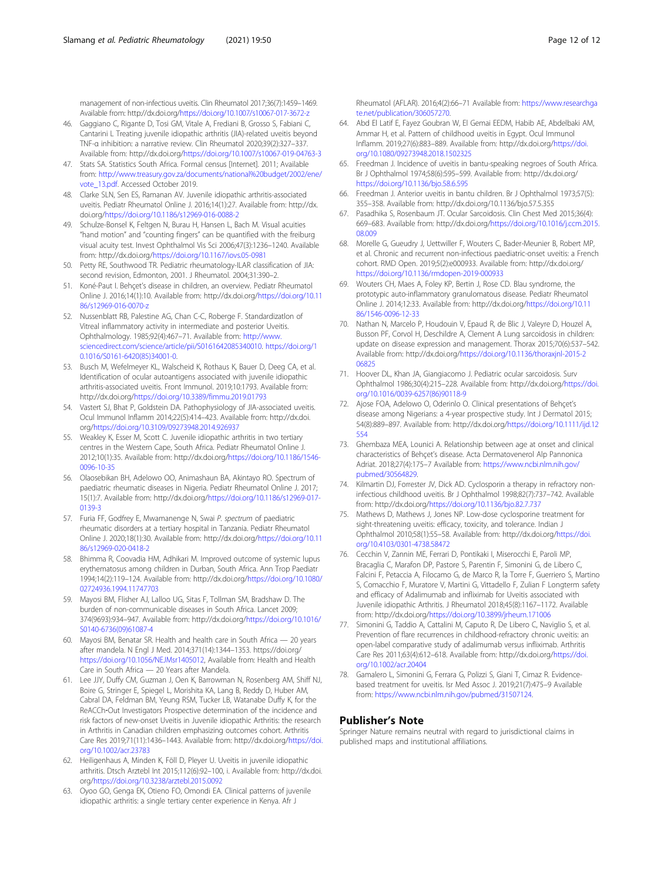management of non-infectious uveitis. Clin Rheumatol 2017;36(7):1459–1469. Available from: http://dx.doi.org/https://doi.org/10.1007/s10067-017-3672-z

46. Gaggiano C, Rigante D, Tosi GM, Vitale A, Frediani B, Grosso S, Fabiani C, Cantarini L Treating juvenile idiopathic arthritis (JIA)-related uveitis beyond TNF-α inhibition: a narrative review. Clin Rheumatol 2020;39(2):327–337. Available from: http://dx.doi.org/https://doi.org/10.1007/s10067-019-04763-3
47. Stats SA. Statistics South Africa. Formal census [Internet]. 2011; Available from: http://www.treasury.gov.za/documents/national%20budget/2002/ene/vote_13.pdf. Accessed October 2019.
48. Clarke SLN, Sen ES, Ramanan AV. Juvenile idiopathic arthritis-associated uveitis. Pediatr Rheumatol Online J. 2016;14(1):27. Available from: http://dx.doi.org/https://doi.org/10.1186/s12969-016-0088-2
49. Schulze-Bonsel K, Feltgen N, Burau H, Hansen L, Bach M. Visual acuities "hand motion" and "counting fingers" can be quantified with the freiburg visual acuity test. Invest Ophthalmol Vis Sci 2006;47(3):1236–1240. Available from: http://dx.doi.org/https://doi.org/10.1167/iovs.05-0981
50. Petty RE, Southwood TR. Pediatric rheumatology-ILAR classification of JIA: second revision, Edmonton, 2001. J Rheumatol. 2004;31:390–2.
51. Koné-Paut I. Behçet's disease in children, an overview. Pediatr Rheumatol Online J. 2016;14(1):10. Available from: http://dx.doi.org/https://doi.org/10.1186/s12969-016-0070-z
52. Nussenblatt RB, Palestine AG, Chan C-C, Roberge F. Standardizatlon of Vitreal inflammatory activity in intermediate and posterior Uveitis. Ophthalmology. 1985;92(4):467–71. Available from: http://www.sciencedirect.com/science/article/pii/S0161642085340010. https://doi.org/10.1016/S0161-6420(85)34001-0.
53. Busch M, Wefelmeyer KL, Walscheid K, Rothaus K, Bauer D, Deeg CA, et al. Identification of ocular autoantigens associated with juvenile idiopathic arthritis-associated uveitis. Front Immunol. 2019;10:1793. Available from: http://dx.doi.org/https://doi.org/10.3389/fimmu.2019.01793
54. Vastert SJ, Bhat P, Goldstein DA. Pathophysiology of JIA-associated uveitis. Ocul Immunol Inflamm 2014;22(5):414–423. Available from: http://dx.doi.org/https://doi.org/10.3109/09273948.2014.926937
55. Weakley K, Esser M, Scott C. Juvenile idiopathic arthritis in two tertiary centres in the Western Cape, South Africa. Pediatr Rheumatol Online J. 2012;10(1):35. Available from: http://dx.doi.org/https://doi.org/10.1186/1546-0096-10-35
56. Olaosebikan BH, Adelowo OO, Animashaun BA, Akintayo RO. Spectrum of paediatric rheumatic diseases in Nigeria. Pediatr Rheumatol Online J. 2017;15(1):7. Available from: http://dx.doi.org/https://doi.org/10.1186/s12969-017-0139-3
57. Furia FF, Godfrey E, Mwamanenge N, Swai *P. spectrum* of paediatric rheumatic disorders at a tertiary hospital in Tanzania. Pediatr Rheumatol Online J. 2020;18(1):30. Available from: http://dx.doi.org/https://doi.org/10.1186/s12969-020-0418-2
58. Bhimma R, Coovadia HM, Adhikari M. Improved outcome of systemic lupus erythematosus among children in Durban, South Africa. Ann Trop Paediatr 1994;14(2):119–124. Available from: http://dx.doi.org/https://doi.org/10.1080/02724936.1994.11747703
59. Mayosi BM, Flisher AJ, Lalloo UG, Sitas F, Tollman SM, Bradshaw D. The burden of non-communicable diseases in South Africa. Lancet 2009;374(9693):934–947. Available from: http://dx.doi.org/https://doi.org/10.1016/S0140-6736(09)61087-4
60. Mayosi BM, Benatar SR. Health and health care in South Africa — 20 years after mandela. N Engl J Med. 2014;371(14):1344–1353. https://doi.org/https://doi.org/10.1056/NEJMsr1405012, Available from: Health and Health Care in South Africa — 20 Years after Mandela.
61. Lee JJY, Duffy CM, Guzman J, Oen K, Barrowman N, Rosenberg AM, Shiff NJ, Boire G, Stringer E, Spiegel L, Morishita KA, Lang B, Reddy D, Huber AM, Cabral DA, Feldman BM, Yeung RSM, Tucker LB, Watanabe Duffy K, for the ReACCh-Out Investigators Prospective determination of the incidence and risk factors of new-onset Uveitis in Juvenile idiopathic Arthritis: the research in Arthritis in Canadian children emphasizing outcomes cohort. Arthritis Care Res 2019;71(11):1436–1443. Available from: http://dx.doi.org/https://doi.org/10.1002/acr.23783
62. Heiligenhaus A, Minden K, Föll D, Pleyer U. Uveitis in juvenile idiopathic arthritis. Dtsch Arztebl Int 2015;112(6):92–100, i. Available from: http://dx.doi.org/https://doi.org/10.3238/arztebl.2015.0092
63. Oyoo GO, Genga EK, Otieno FO, Omondi EA. Clinical patterns of juvenile idiopathic arthritis: a single tertiary center experience in Kenya. Afr J Rheumatol (AFLAR). 2016;4(2):66–71 Available from: https://www.researchgate.net/publication/306057270.
64. Abd El Latif E, Fayez Goubran W, El Gemai EEDM, Habib AE, Abdelbaki AM, Ammar H, et al. Pattern of childhood uveitis in Egypt. Ocul Immunol Inflamm. 2019;27(6):883–889. Available from: http://dx.doi.org/https://doi.org/10.1080/09273948.2018.1502325
65. Freedman J. Incidence of uveitis in bantu-speaking negroes of South Africa. Br J Ophthalmol 1974;58(6):595–599. Available from: http://dx.doi.org/https://doi.org/10.1136/bjo.58.6.595
66. Freedman J. Anterior uveitis in bantu children. Br J Ophthalmol 1973;57(5):355–358. Available from: http://dx.doi.org/10.1136/bjo.57.5.355
67. Pasadhika S, Rosenbaum JT. Ocular Sarcoidosis. Clin Chest Med 2015;36(4):669–683. Available from: http://dx.doi.org/https://doi.org/10.1016/j.ccm.2015.08.009
68. Morelle G, Gueudry J, Uettwiller F, Wouters C, Bader-Meunier B, Robert MP, et al. Chronic and recurrent non-infectious paediatric-onset uveitis: a French cohort. RMD Open. 2019;5(2):e000933. Available from: http://dx.doi.org/https://doi.org/10.1136/rmdopen-2019-000933
69. Wouters CH, Maes A, Foley KP, Bertin J, Rose CD. Blau syndrome, the prototypic auto-inflammatory granulomatous disease. Pediatr Rheumatol Online J. 2014;12:33. Available from: http://dx.doi.org/https://doi.org/10.1186/1546-0096-12-33
70. Nathan N, Marcelo P, Houdouin V, Epaud R, de Blic J, Valeyre D, Houzel A, Busson PF, Corvol H, Deschildre A, Clement A Lung sarcoidosis in children: update on disease expression and management. Thorax 2015;70(6):537–542. Available from: http://dx.doi.org/https://doi.org/10.1136/thoraxjnl-2015-206825
71. Hoover DL, Khan JA, Giangiacomo J. Pediatric ocular sarcoidosis. Surv Ophthalmol 1986;30(4):215–228. Available from: http://dx.doi.org/https://doi.org/10.1016/0039-6257(86)90118-9
72. Ajose FOA, Adelowo O, Oderinlo O. Clinical presentations of Behçet's disease among Nigerians: a 4-year prospective study. Int J Dermatol 2015;54(8):889–897. Available from: http://dx.doi.org/https://doi.org/10.1111/ijd.12554
73. Ghembaza MEA, Lounici A. Relationship between age at onset and clinical characteristics of Behçet's disease. Acta Dermatovenerol Alp Pannonica Adriat. 2018;27(4):175–7 Available from: https://www.ncbi.nlm.nih.gov/pubmed/30564829.
74. Kilmartin DJ, Forrester JV, Dick AD. Cyclosporin a therapy in refractory non-infectious childhood uveitis. Br J Ophthalmol 1998;82(7):737–742. Available from: http://dx.doi.org/https://doi.org/10.1136/bjo.82.7.737
75. Mathews D, Mathews J, Jones NP. Low-dose cyclosporine treatment for sight-threatening uveitis: efficacy, toxicity, and tolerance. Indian J Ophthalmol 2010;58(1):55–58. Available from: http://dx.doi.org/https://doi.org/10.4103/0301-4738.58472
76. Cecchin V, Zannin ME, Ferrari D, Pontikaki I, Miserocchi E, Paroli MP, Bracaglia C, Marafon DP, Pastore S, Parentin F, Simonini G, de Libero C, Falcini F, Petaccia A, Filocamo G, de Marco R, la Torre F, Guerriero S, Martino S, Comacchio F, Muratore V, Martini G, Vittadello F, Zulian F Longterm safety and efficacy of Adalimumab and infliximab for Uveitis associated with Juvenile idiopathic Arthritis. J Rheumatol 2018;45(8):1167–1172. Available from: http://dx.doi.org/https://doi.org/10.3899/jrheum.171006
77. Simonini G, Taddio A, Cattalini M, Caputo R, De Libero C, Naviglio S, et al. Prevention of flare recurrences in childhood-refractory chronic uveitis: an open-label comparative study of adalimumab versus infliximab. Arthritis Care Res 2011;63(4):612–618. Available from: http://dx.doi.org/https://doi.org/10.1002/acr.20404
78. Gamalero L, Simonini G, Ferrara G, Polizzi S, Giani T, Cimaz R. Evidence-based treatment for uveitis. Isr Med Assoc J. 2019;21(7):475–9 Available from: https://www.ncbi.nlm.nih.gov/pubmed/31507124.

## Publisher's Note

Springer Nature remains neutral with regard to jurisdictional claims in published maps and institutional affiliations.